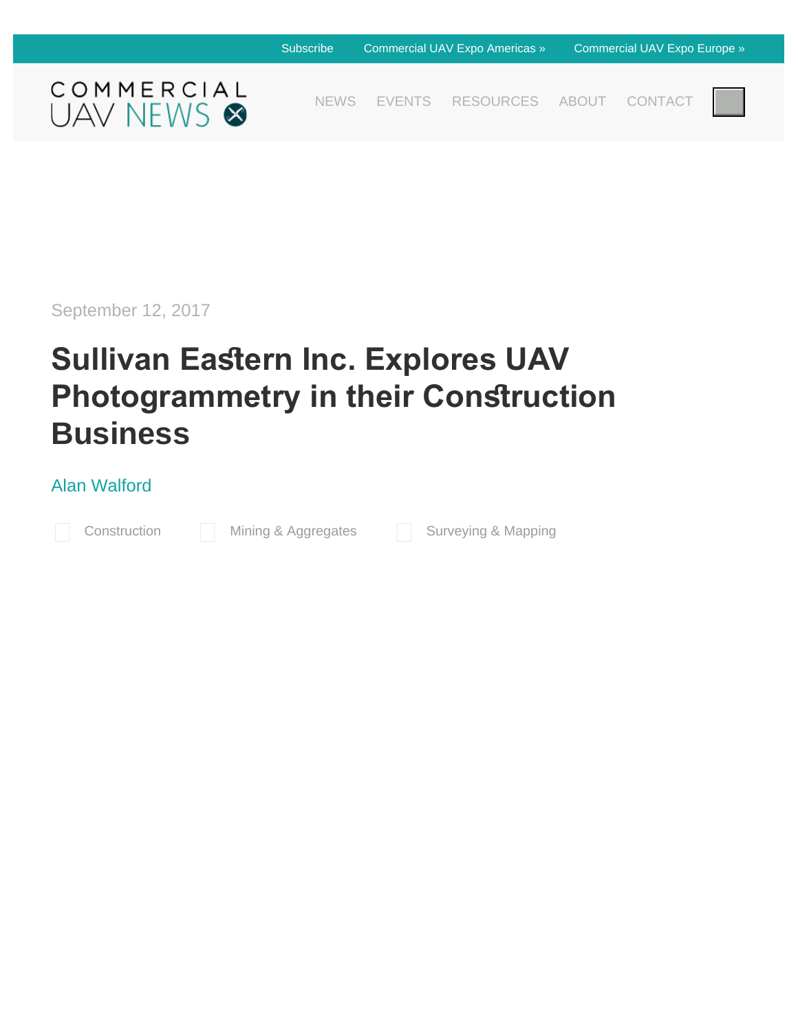September 12, 2017

# Sullivan Eastern Inc. Explores UAV Photogrammetry in their Construction Business

Alan Walford

Construction Mining & Aggregates Surveying & Mapping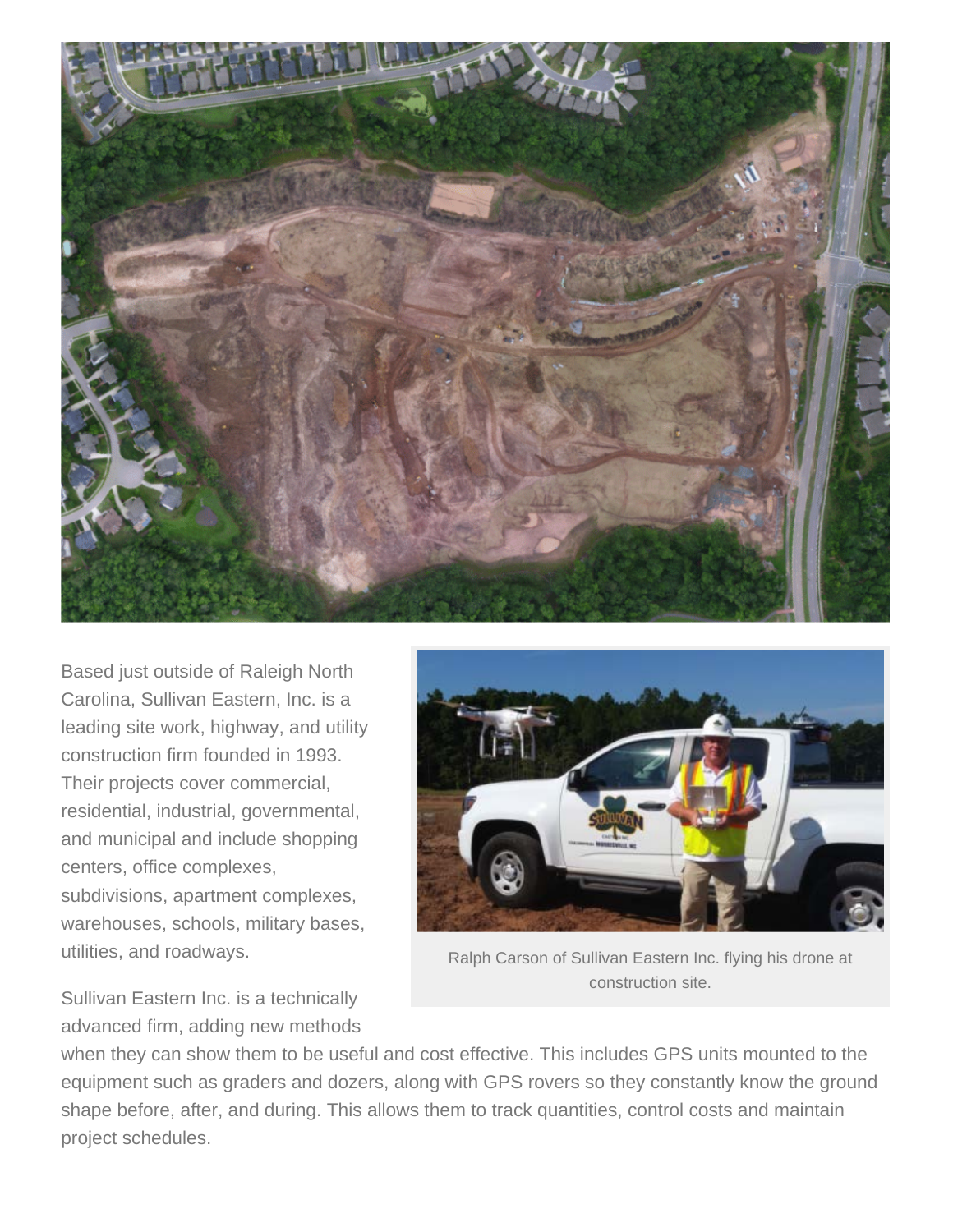Based just outside of Raleigh North Carolina, Sullivan Eastern, Inc. is a leading site work, highway, and utility construction firm founded in 1993. Their projects cover commercial, residential, industrial, governmental, and municipal and include shopping centers, office complexes, subdivisions, apartment complexes, warehouses, schools, military bases, utilities, and roadways.

Ralph Carson of Sullivan Eastern Inc. flying his drone at construction site.

Sullivan Eastern Inc. is a technically advanced firm, adding new methods when they can show them to be useful and cost effective. This includes GPS units mounted to the equipment such as graders and dozers, along with GPS rovers so they constantly know the ground shape before, after, and during. This allows them to track quantities, control costs and maintain project schedules.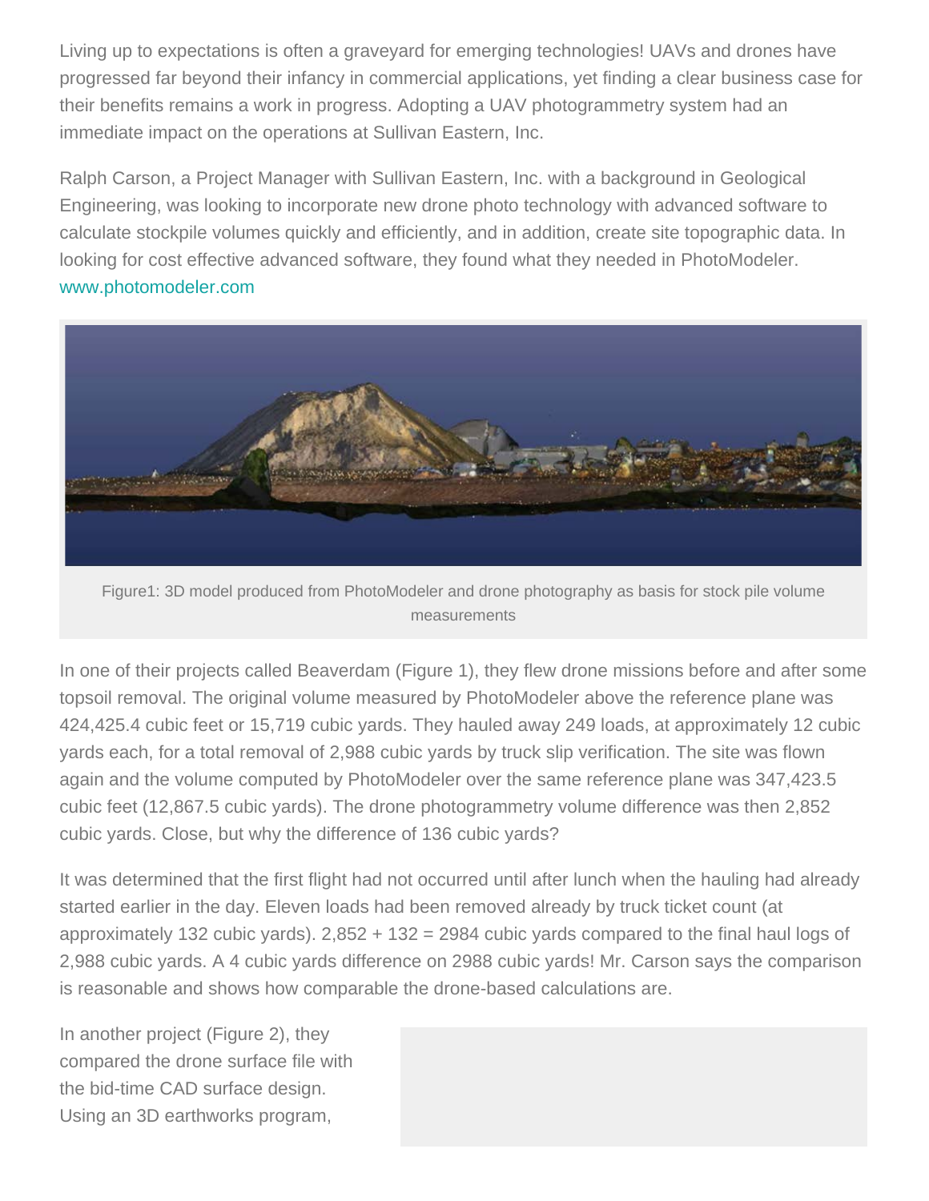Living up to expectations is often a graveyard for emerging technologies! UAVs and drones have progressed far beyond their infancy in commercial applications, yet finding a clear business case for their benefits remains a work in progress. Adopting a UAV photogrammetry system had an immediate impact on the operations at Sullivan Eastern, Inc.

Ralph Carson, a Project Manager with Sullivan Eastern, Inc. with a background in Geological Engineering, was looking to incorporate new drone photo technology with advanced software to calculate stockpile volumes quickly and efficiently, and in addition, create site topographic data. In looking for cost effective advanced software, they found what they needed in PhotoModeler. www.photomodeler.com

Figure1: 3D model produced from PhotoModeler and drone photography as basis for stock pile volume measurements

In one of their projects called Beaverdam (Figure 1), they flew drone missions before and after some topsoil removal. The original volume measured by PhotoModeler above the reference plane was 424,425.4 cubic feet or 15,719 cubic yards. They hauled away 249 loads, at approximately 12 cubic yards each, for a total removal of 2,988 cubic yards by truck slip verification. The site was flown again and the volume computed by PhotoModeler over the same reference plane was 347,423.5 cubic feet (12,867.5 cubic yards). The drone photogrammetry volume difference was then 2,852 cubic yards. Close, but why the difference of 136 cubic yards?

It was determined that the first flight had not occurred until after lunch when the hauling had already started earlier in the day. Eleven loads had been removed already by truck ticket count (at approximately 132 cubic yards). 2,852 + 132 = 2984 cubic yards compared to the final haul logs of 2,988 cubic yards. A 4 cubic yards difference on 2988 cubic yards! Mr. Carson says the comparison is reasonable and shows how comparable the drone-based calculations are.

In another project (Figure 2), they compared the drone surface file with the bid-time CAD surface design. Using an 3D earthworks program,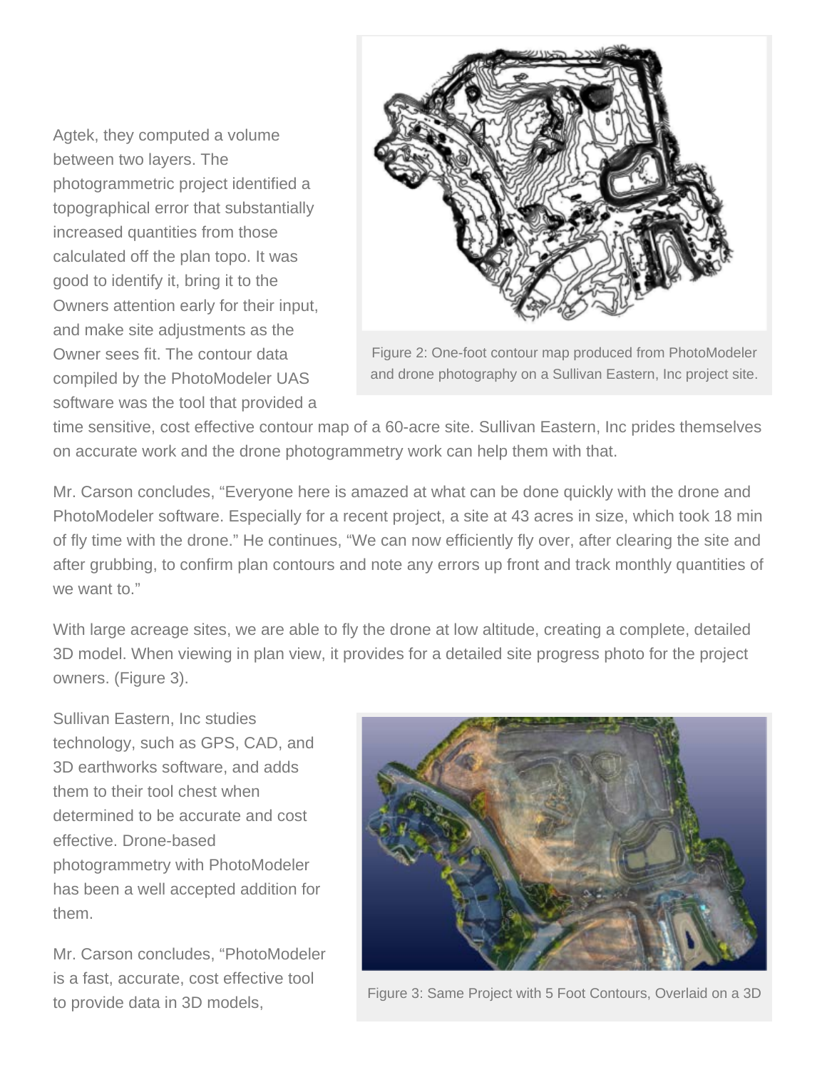Agtek, they computed a volume between two layers. The photogrammetric project identified a topographical error that substantially increased quantities from those calculated off the plan topo. It was good to identify it, bring it to the Owners attention early for their input, and make site adjustments as the Owner sees fit. The contour data compiled by the PhotoModeler UAS software was the tool that provided a time sensitive, cost effective contour map of a 60-acre site. Sullivan Eastern, Inc prides themselves on accurate work and the drone photogrammetry work can help them with that.

Figure 2: One-foot contour map produced from PhotoModeler and drone photography on a Sullivan Eastern, Inc project site.

Mr. Carson concludes, “Everyone here is amazed at what can be done quickly with the drone and PhotoModeler software. Especially for a recent project, a site at 43 acres in size, which took 18 min of fly time with the drone.” He continues, “We can now efficiently fly over, after clearing the site and after grubbing, to confirm plan contours and note any errors up front and track monthly quantities of we want to.”

With large acreage sites, we are able to fly the drone at low altitude, creating a complete, detailed 3D model. When viewing in plan view, it provides for a detailed site progress photo for the project owners. (Figure 3).

Sullivan Eastern, Inc studies technology, such as GPS, CAD, and 3D earthworks software, and adds them to their tool chest when determined to be accurate and cost effective. Drone-based photogrammetry with PhotoModeler has been a well accepted addition for them.

Mr. Carson concludes, “PhotoModeler is a fast, accurate, cost effective tool to provide data in 3D models,

Figure 3: Same Project with 5 Foot Contours, Overlaid on a 3D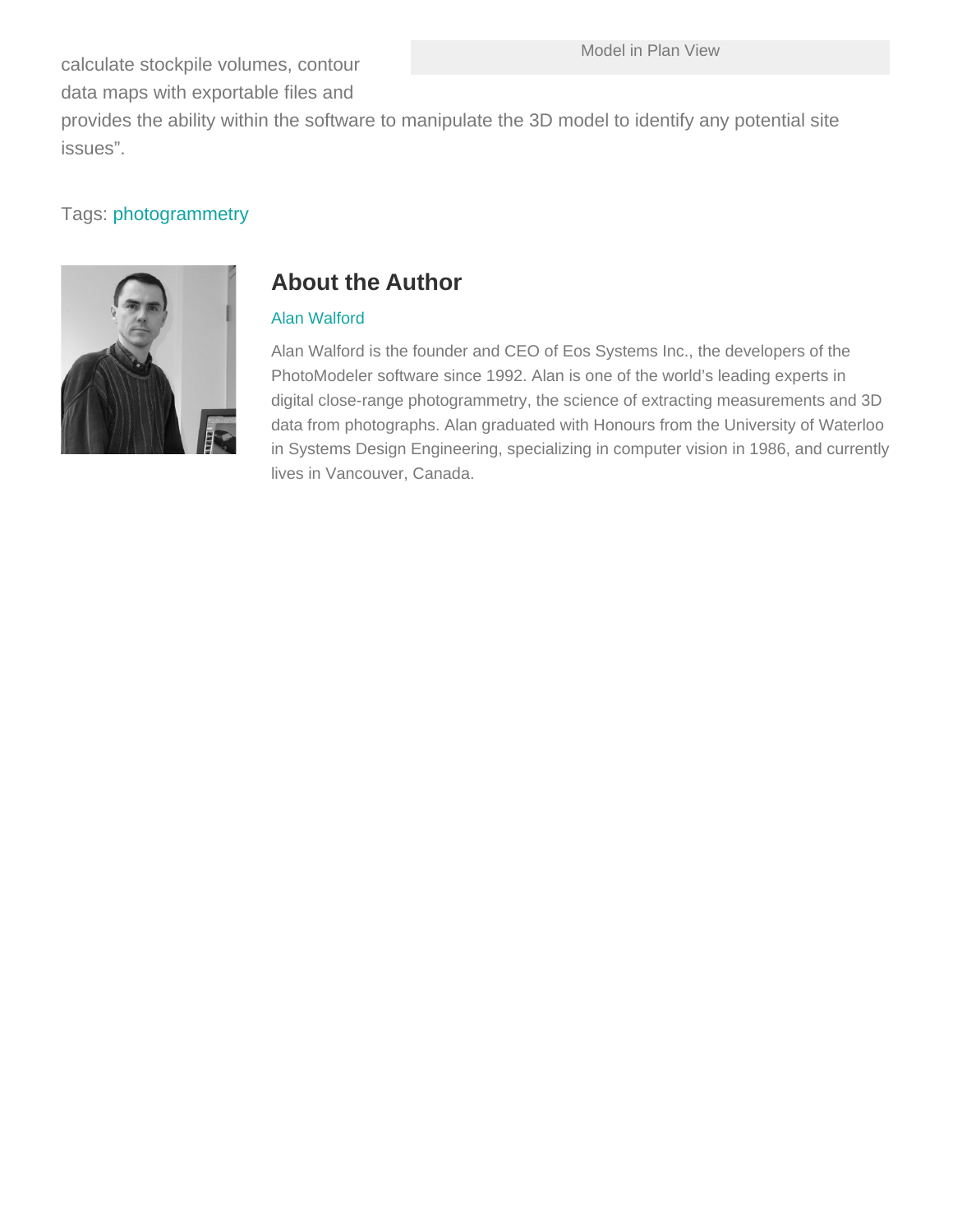calculate stockpile volumes, contour data maps with exportable files and provides the ability within the software to manipulate the 3D model to identify any potential site issues".

Model in Plan View

Tags: photogrammetry

## About the Author

Alan Walford

Alan Walford is the founder and CEO of Eos Systems Inc., the developers of the PhotoModeler software since 1992. Alan is one of the world's leading experts in digital close-range photogrammetry, the science of extracting measurements and 3D data from photographs. Alan graduated with Honours from the University of Waterloo in Systems Design Engineering, specializing in computer vision in 1986, and currently lives in Vancouver, Canada.